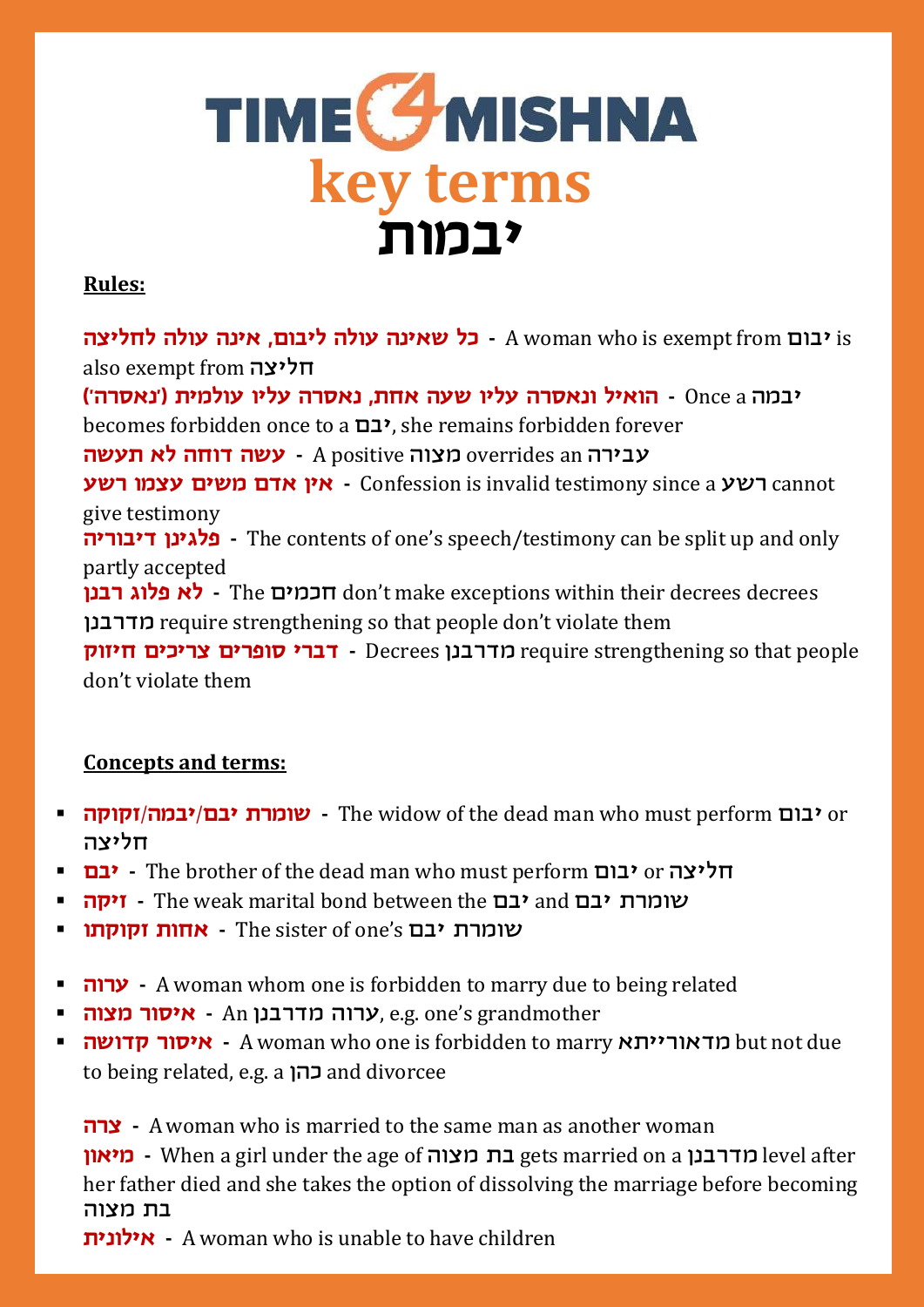# TIME4MISHNA

## key terms

# יבמות

**Rules:**

**כל שאינה עולה ליבום, אינה עולה לחליצה** - A woman who is exempt from יבום is also exempt from חליצה

**הואיל ונאסרה עליו שעה אחת, נאסרה עליו עולמית ('נאסרה')** - Once a יבמה becomes forbidden once to a יבם, she remains forbidden forever

**עשה דוחה לא תעשה** - A positive מצוה overrides an עבירה

**אין אדם משים עצמו רשע** - Confession is invalid testimony since a רשע cannot give testimony

**פלגינן דיבוריה** - The contents of one's speech/testimony can be split up and only partly accepted

**לא פלוג רבנן** - The חכמים don't make exceptions within their decrees decrees מדרבנן require strengthening so that people don't violate them

**דברי סופרים צריכים חיזוק** - Decrees מדרבנן require strengthening so that people don't violate them

**Concepts and terms:**

- **שומרת יבם/יבמה/זקוקה** - The widow of the dead man who must perform יבום or חליצה
- **יבם** - The brother of the dead man who must perform יבום or חליצה
- **זיקה** - The weak marital bond between the יבם and שומרת יבם
- **אחות זקוקתו** - The sister of one's שומרת יבם

- **ערוה** - A woman whom one is forbidden to marry due to being related
- **איסור מצוה** - An ערוה מדרבנן, e.g. one's grandmother
- **איסור קדושה** - A woman who one is forbidden to marry מדאורייתא but not due to being related, e.g. a כהן and divorcee

**צרה** - A woman who is married to the same man as another woman

**מיאון** - When a girl under the age of בת מצוה gets married on a מדרבנן level after her father died and she takes the option of dissolving the marriage before becoming בת מצוה

**אילונית** - A woman who is unable to have children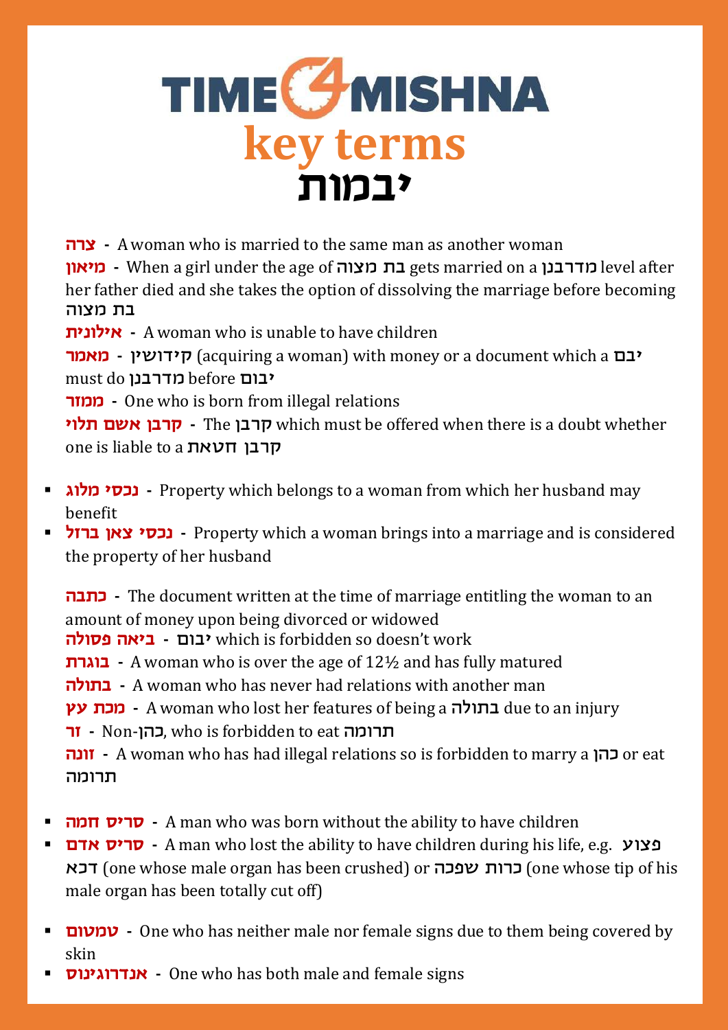# TIME4MISHNA

## key terms

## יבמות

**צרה** - A woman who is married to the same man as another woman

**מיאון** - When a girl under the age of בת מצוה gets married on a מדרבנן level after her father died and she takes the option of dissolving the marriage before becoming בת מצוה

**אילונית** - A woman who is unable to have children

**מאמר** - קידושין (acquiring a woman) with money or a document which a יבם must do מדרבנן before יבום

**ממזר** - One who is born from illegal relations

**קרבן אשם תלוי** - The קרבן which must be offered when there is a doubt whether one is liable to a קרבן חטאת

- **נכסי מלוג** - Property which belongs to a woman from which her husband may benefit
- **נכסי צאן ברזל** - Property which a woman brings into a marriage and is considered the property of her husband

**כתבה** - The document written at the time of marriage entitling the woman to an amount of money upon being divorced or widowed

**ביאה פסולה** - יבום which is forbidden so doesn't work

**בוגרת** - A woman who is over the age of 12½ and has fully matured

**בתולה** - A woman who has never had relations with another man

**מכת עץ** - A woman who lost her features of being a בתולה due to an injury

**זר** - Non-כהן, who is forbidden to eat תרומה

**זונה** - A woman who has had illegal relations so is forbidden to marry a כהן or eat תרומה

- **סריס חמה** - A man who was born without the ability to have children
- **סריס אדם** - A man who lost the ability to have children during his life, e.g. פצוע דכא (one whose male organ has been crushed) or כרות שפכה (one whose tip of his male organ has been totally cut off)

- **טמטום** - One who has neither male nor female signs due to them being covered by skin
- **אנדרוגינוס** - One who has both male and female signs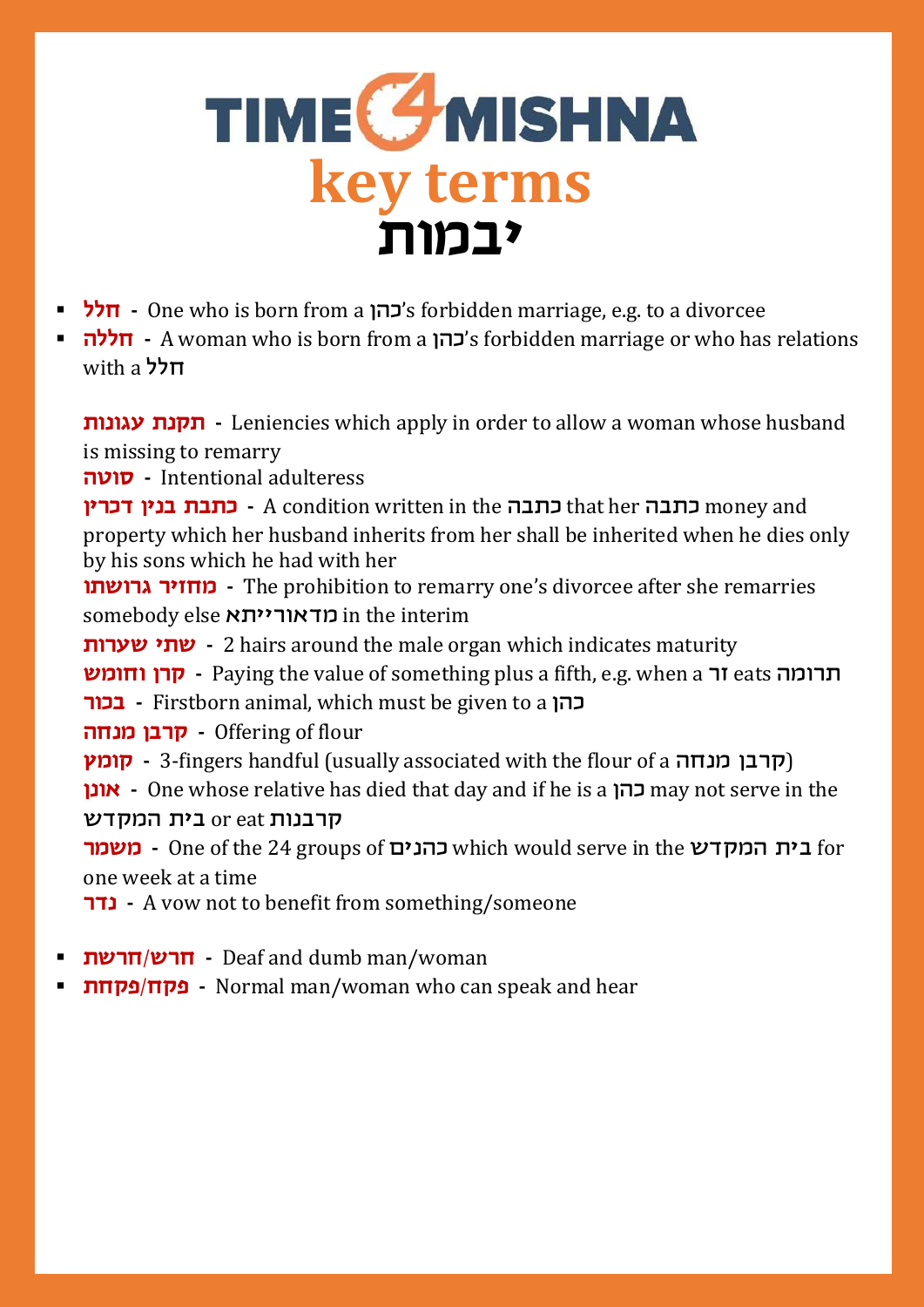# TIME4MISHNA

## key terms

## יבמות

- **חלל** - One who is born from a כהן's forbidden marriage, e.g. to a divorcee
- **חללה** - A woman who is born from a כהן's forbidden marriage or who has relations with a חלל

**תקנת עגונות** - Leniencies which apply in order to allow a woman whose husband is missing to remarry

**סוטה** - Intentional adulteress

**כתבת בנין דכרין** - A condition written in the כתבה that her כתבה money and property which her husband inherits from her shall be inherited when he dies only by his sons which he had with her

**מחזיר גרושתו** - The prohibition to remarry one's divorcee after she remarries somebody else מדאורייתא in the interim

**שתי שערות** - 2 hairs around the male organ which indicates maturity

**קרן וחומש** - Paying the value of something plus a fifth, e.g. when a זר eats תרומה

**בכור** - Firstborn animal, which must be given to a כהן

**קרבן מנחה** - Offering of flour

**קומץ** - 3-fingers handful (usually associated with the flour of a קרבן מנחה)

**אונן** - One whose relative has died that day and if he is a כהן may not serve in the בית המקדש or eat קרבנות

**משמר** - One of the 24 groups of כהנים which would serve in the בית המקדש for one week at a time

**נדר** - A vow not to benefit from something/someone

- **חרש/חרשת** - Deaf and dumb man/woman
- **פקח/פקחת** - Normal man/woman who can speak and hear